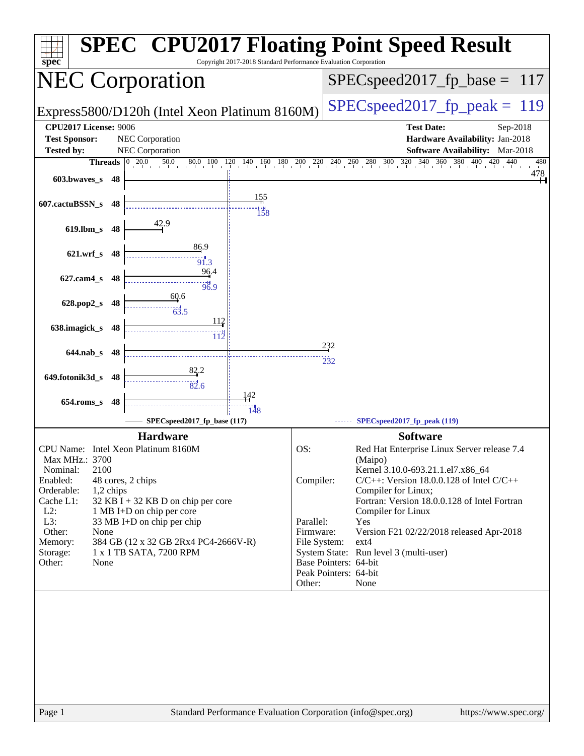# SPEC CPU2017 Floating Point Speed Result

Copyright 2017-2018 Standard Performance Evaluation Corporation

## NEC Corporation

Express5800/D120h (Intel Xeon Platinum 8160M)

SPECspeed2017_fp_base = 117

SPECspeed2017_fp_peak = 119

**CPU2017 License:** 9006
**Test Sponsor:** NEC Corporation
**Tested by:** NEC Corporation

**Test Date:** Sep-2018
**Hardware Availability:** Jan-2018
**Software Availability:** Mar-2018

| Benchmark | Threads | Base | Peak |
|---|---|---|---|
| 603.bwaves_s | 48 | 478 | |
| 607.cactuBSSN_s | 48 | 155 | 158 |
| 619.lbm_s | 48 | 42.9 | |
| 621.wrf_s | 48 | 86.9 | 91.3 |
| 627.cam4_s | 48 | 96.4 | 96.9 |
| 628.pop2_s | 48 | 60.6 | 63.5 |
| 638.imagick_s | 48 | 112 | 112 |
| 644.nab_s | 48 | 232 | 232 |
| 649.fotonik3d_s | 48 | 82.2 | 82.6 |
| 654.roms_s | 48 | 142 | 148 |

SPECspeed2017_fp_base (117)    SPECspeed2017_fp_peak (119)

### Hardware

| | |
|---|---|
| CPU Name: | Intel Xeon Platinum 8160M |
| Max MHz.: | 3700 |
| Nominal: | 2100 |
| Enabled: | 48 cores, 2 chips |
| Orderable: | 1,2 chips |
| Cache L1: | 32 KB I + 32 KB D on chip per core |
| L2: | 1 MB I+D on chip per core |
| L3: | 33 MB I+D on chip per chip |
| Other: | None |
| Memory: | 384 GB (12 x 32 GB 2Rx4 PC4-2666V-R) |
| Storage: | 1 x 1 TB SATA, 7200 RPM |
| Other: | None |

### Software

| | |
|---|---|
| OS: | Red Hat Enterprise Linux Server release 7.4 (Maipo) Kernel 3.10.0-693.21.1.el7.x86_64 |
| Compiler: | C/C++: Version 18.0.0.128 of Intel C/C++ Compiler for Linux; Fortran: Version 18.0.0.128 of Intel Fortran Compiler for Linux |
| Parallel: | Yes |
| Firmware: | Version F21 02/22/2018 released Apr-2018 |
| File System: | ext4 |
| System State: | Run level 3 (multi-user) |
| Base Pointers: | 64-bit |
| Peak Pointers: | 64-bit |
| Other: | None |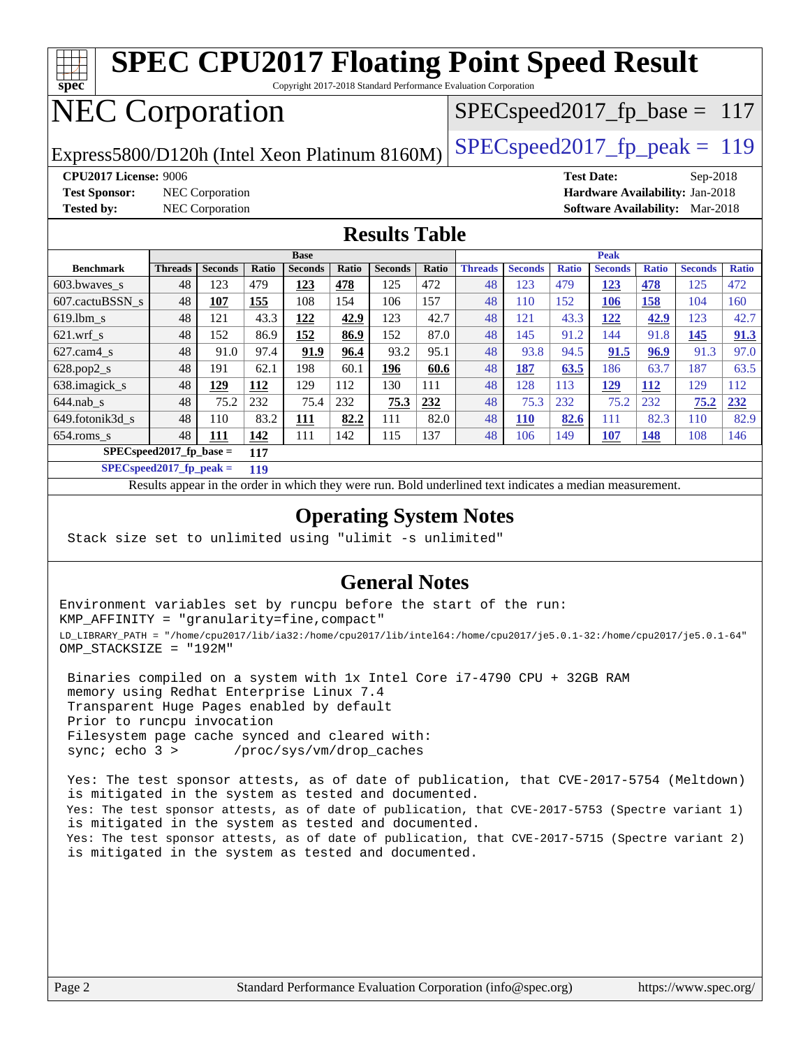# SPEC CPU2017 Floating Point Speed Result

Copyright 2017-2018 Standard Performance Evaluation Corporation

# NEC Corporation

Express5800/D120h (Intel Xeon Platinum 8160M)

SPECspeed2017_fp_base = 117

SPECspeed2017_fp_peak = 119

**CPU2017 License:** 9006
**Test Sponsor:** NEC Corporation
**Tested by:** NEC Corporation

**Test Date:** Sep-2018
**Hardware Availability:** Jan-2018
**Software Availability:** Mar-2018

## Results Table

| | Base | | | | | | | Peak | | | | | | |
|---|---|---|---|---|---|---|---|---|---|---|---|---|---|---|
| **Benchmark** | **Threads** | **Seconds** | **Ratio** | **Seconds** | **Ratio** | **Seconds** | **Ratio** | **Threads** | **Seconds** | **Ratio** | **Seconds** | **Ratio** | **Seconds** | **Ratio** |
| 603.bwaves_s | 48 | 123 | 479 | **123** | **478** | 125 | 472 | 48 | 123 | 479 | **123** | **478** | 125 | 472 |
| 607.cactuBSSN_s | 48 | **107** | **155** | 108 | 154 | 106 | 157 | 48 | 110 | 152 | **106** | **158** | 104 | 160 |
| 619.lbm_s | 48 | 121 | 43.3 | **122** | **42.9** | 123 | 42.7 | 48 | 121 | 43.3 | **122** | **42.9** | 123 | 42.7 |
| 621.wrf_s | 48 | 152 | 86.9 | **152** | **86.9** | 152 | 87.0 | 48 | 145 | 91.2 | 144 | 91.8 | **145** | **91.3** |
| 627.cam4_s | 48 | 91.0 | 97.4 | **91.9** | **96.4** | 93.2 | 95.1 | 48 | 93.8 | 94.5 | **91.5** | **96.9** | 91.3 | 97.0 |
| 628.pop2_s | 48 | 191 | 62.1 | 198 | 60.1 | **196** | **60.6** | 48 | **187** | **63.5** | 186 | 63.7 | 187 | 63.5 |
| 638.imagick_s | 48 | **129** | **112** | 129 | 112 | 130 | 111 | 48 | 128 | 113 | **129** | **112** | 129 | 112 |
| 644.nab_s | 48 | 75.2 | 232 | 75.4 | 232 | **75.3** | **232** | 48 | 75.3 | 232 | 75.2 | 232 | **75.2** | **232** |
| 649.fotonik3d_s | 48 | 110 | 83.2 | **111** | **82.2** | 111 | 82.0 | 48 | **110** | **82.6** | 111 | 82.3 | 110 | 82.9 |
| 654.roms_s | 48 | **111** | **142** | 111 | 142 | 115 | 137 | 48 | 106 | 149 | **107** | **148** | 108 | 146 |

**SPECspeed2017_fp_base = 117**

**SPECspeed2017_fp_peak = 119**

Results appear in the order in which they were run. Bold underlined text indicates a median measurement.

## Operating System Notes

```
Stack size set to unlimited using "ulimit -s unlimited"
```

## General Notes

```
Environment variables set by runcpu before the start of the run:
KMP_AFFINITY = "granularity=fine,compact"
LD_LIBRARY_PATH = "/home/cpu2017/lib/ia32:/home/cpu2017/lib/intel64:/home/cpu2017/je5.0.1-32:/home/cpu2017/je5.0.1-64"
OMP_STACKSIZE = "192M"

 Binaries compiled on a system with 1x Intel Core i7-4790 CPU + 32GB RAM
 memory using Redhat Enterprise Linux 7.4
 Transparent Huge Pages enabled by default
 Prior to runcpu invocation
 Filesystem page cache synced and cleared with:
 sync; echo 3 >       /proc/sys/vm/drop_caches

 Yes: The test sponsor attests, as of date of publication, that CVE-2017-5754 (Meltdown)
 is mitigated in the system as tested and documented.
 Yes: The test sponsor attests, as of date of publication, that CVE-2017-5753 (Spectre variant 1)
 is mitigated in the system as tested and documented.
 Yes: The test sponsor attests, as of date of publication, that CVE-2017-5715 (Spectre variant 2)
 is mitigated in the system as tested and documented.
```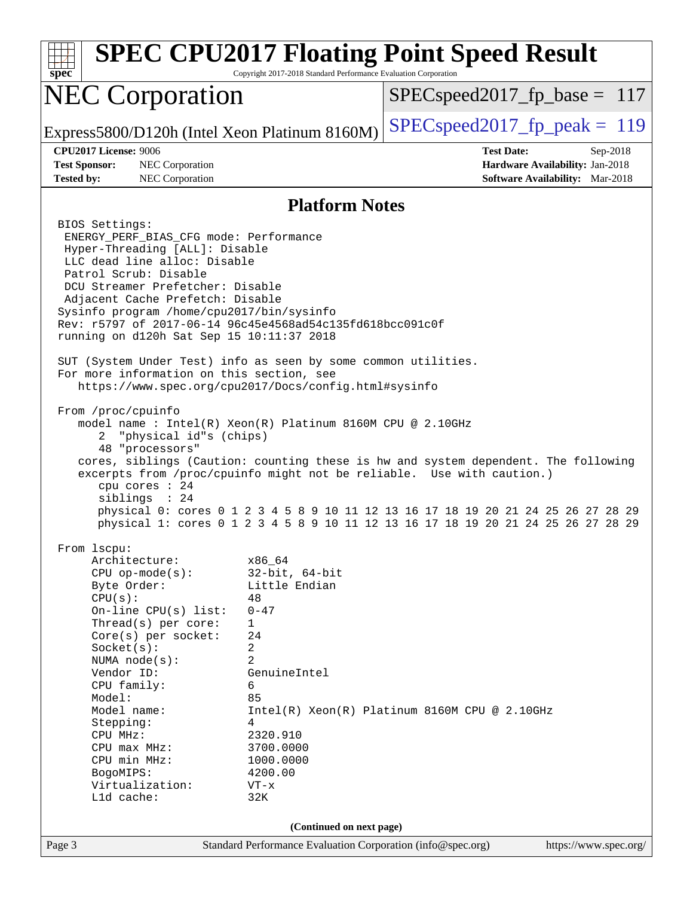# SPEC CPU2017 Floating Point Speed Result

Copyright 2017-2018 Standard Performance Evaluation Corporation

## NEC Corporation

Express5800/D120h (Intel Xeon Platinum 8160M)

SPECspeed2017_fp_base = 117

SPECspeed2017_fp_peak = 119

**CPU2017 License:** 9006
**Test Sponsor:** NEC Corporation
**Tested by:** NEC Corporation

**Test Date:** Sep-2018
**Hardware Availability:** Jan-2018
**Software Availability:** Mar-2018

### Platform Notes

```
BIOS Settings:
 ENERGY_PERF_BIAS_CFG mode: Performance
 Hyper-Threading [ALL]: Disable
 LLC dead line alloc: Disable
 Patrol Scrub: Disable
 DCU Streamer Prefetcher: Disable
 Adjacent Cache Prefetch: Disable
Sysinfo program /home/cpu2017/bin/sysinfo
Rev: r5797 of 2017-06-14 96c45e4568ad54c135fd618bcc091c0f
running on d120h Sat Sep 15 10:11:37 2018

SUT (System Under Test) info as seen by some common utilities.
For more information on this section, see
   https://www.spec.org/cpu2017/Docs/config.html#sysinfo

From /proc/cpuinfo
   model name : Intel(R) Xeon(R) Platinum 8160M CPU @ 2.10GHz
      2  "physical id"s (chips)
      48 "processors"
   cores, siblings (Caution: counting these is hw and system dependent. The following
   excerpts from /proc/cpuinfo might not be reliable.  Use with caution.)
      cpu cores : 24
      siblings  : 24
      physical 0: cores 0 1 2 3 4 5 8 9 10 11 12 13 16 17 18 19 20 21 24 25 26 27 28 29
      physical 1: cores 0 1 2 3 4 5 8 9 10 11 12 13 16 17 18 19 20 21 24 25 26 27 28 29

From lscpu:
     Architecture:          x86_64
     CPU op-mode(s):        32-bit, 64-bit
     Byte Order:            Little Endian
     CPU(s):                48
     On-line CPU(s) list:   0-47
     Thread(s) per core:    1
     Core(s) per socket:    24
     Socket(s):             2
     NUMA node(s):          2
     Vendor ID:             GenuineIntel
     CPU family:            6
     Model:                 85
     Model name:            Intel(R) Xeon(R) Platinum 8160M CPU @ 2.10GHz
     Stepping:              4
     CPU MHz:               2320.910
     CPU max MHz:           3700.0000
     CPU min MHz:           1000.0000
     BogoMIPS:              4200.00
     Virtualization:        VT-x
     L1d cache:             32K
```

(Continued on next page)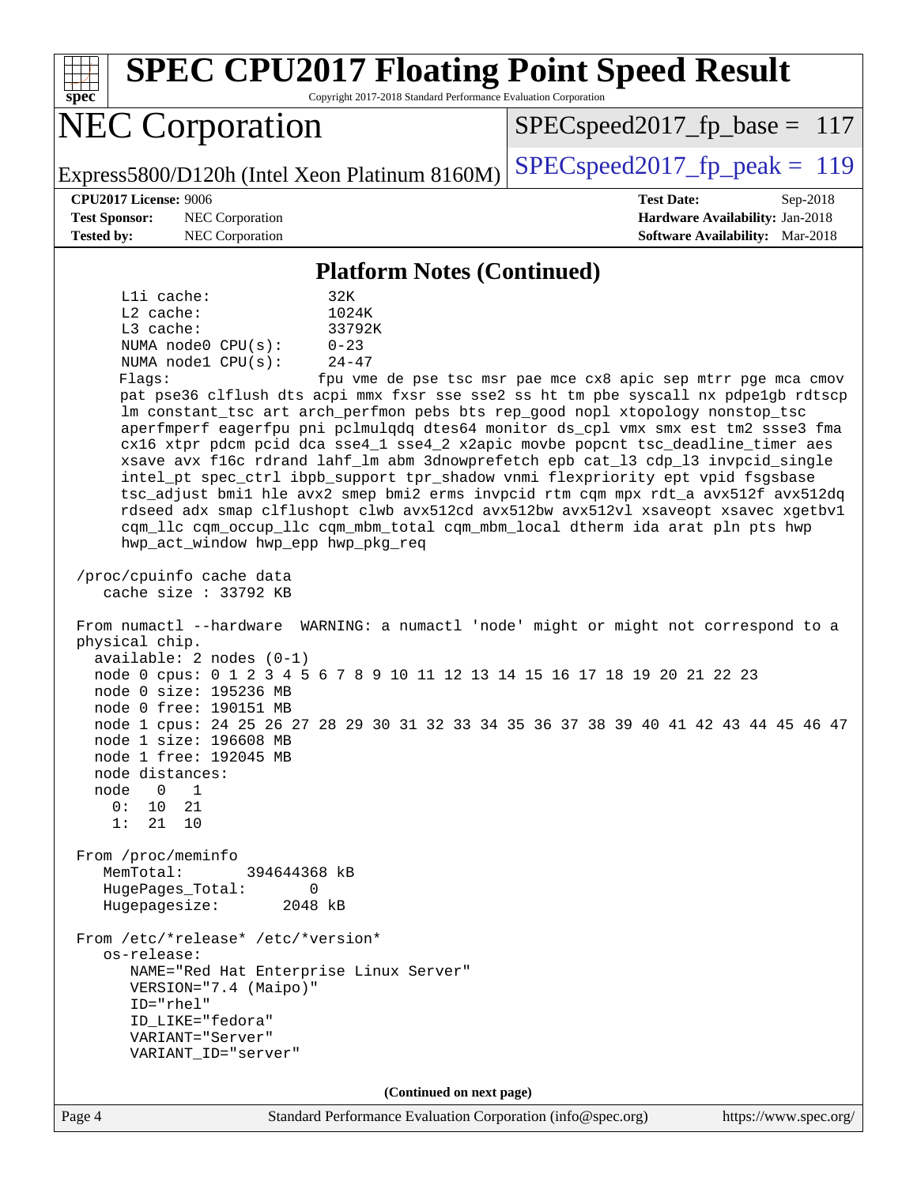## Platform Notes (Continued)

```
      L1i cache:              32K
      L2 cache:               1024K
      L3 cache:               33792K
      NUMA node0 CPU(s):      0-23
      NUMA node1 CPU(s):      24-47
      Flags:                  fpu vme de pse tsc msr pae mce cx8 apic sep mtrr pge mca cmov
      pat pse36 clflush dts acpi mmx fxsr sse sse2 ss ht tm pbe syscall nx pdpe1gb rdtscp
      lm constant_tsc art arch_perfmon pebs bts rep_good nopl xtopology nonstop_tsc
      aperfmperf eagerfpu pni pclmulqdq dtes64 monitor ds_cpl vmx smx est tm2 ssse3 fma
      cx16 xtpr pdcm pcid dca sse4_1 sse4_2 x2apic movbe popcnt tsc_deadline_timer aes
      xsave avx f16c rdrand lahf_lm abm 3dnowprefetch epb cat_l3 cdp_l3 invpcid_single
      intel_pt spec_ctrl ibpb_support tpr_shadow vnmi flexpriority ept vpid fsgsbase
      tsc_adjust bmi1 hle avx2 smep bmi2 erms invpcid rtm cqm mpx rdt_a avx512f avx512dq
      rdseed adx smap clflushopt clwb avx512cd avx512bw avx512vl xsaveopt xsavec xgetbv1
      cqm_llc cqm_occup_llc cqm_mbm_total cqm_mbm_local dtherm ida arat pln pts hwp
      hwp_act_window hwp_epp hwp_pkg_req

 /proc/cpuinfo cache data
    cache size : 33792 KB

 From numactl --hardware  WARNING: a numactl 'node' might or might not correspond to a
 physical chip.
   available: 2 nodes (0-1)
   node 0 cpus: 0 1 2 3 4 5 6 7 8 9 10 11 12 13 14 15 16 17 18 19 20 21 22 23
   node 0 size: 195236 MB
   node 0 free: 190151 MB
   node 1 cpus: 24 25 26 27 28 29 30 31 32 33 34 35 36 37 38 39 40 41 42 43 44 45 46 47
   node 1 size: 196608 MB
   node 1 free: 192045 MB
   node distances:
   node   0   1
     0:  10  21
     1:  21  10

 From /proc/meminfo
    MemTotal:       394644368 kB
    HugePages_Total:       0
    Hugepagesize:       2048 kB

 From /etc/*release* /etc/*version*
    os-release:
       NAME="Red Hat Enterprise Linux Server"
       VERSION="7.4 (Maipo)"
       ID="rhel"
       ID_LIKE="fedora"
       VARIANT="Server"
       VARIANT_ID="server"
```

(Continued on next page)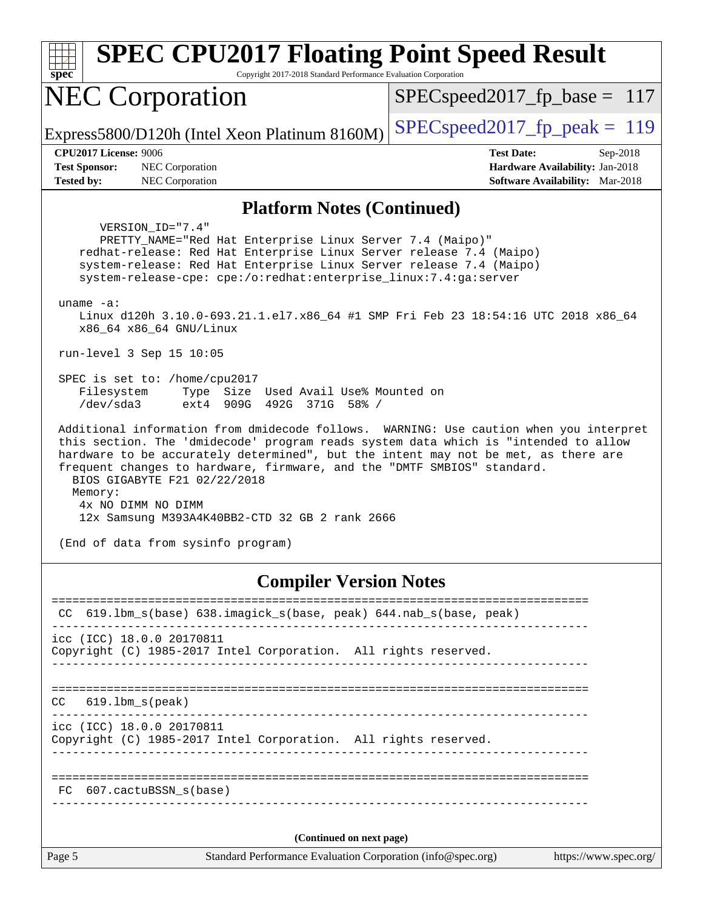# SPEC CPU2017 Floating Point Speed Result

Copyright 2017-2018 Standard Performance Evaluation Corporation

## NEC Corporation

Express5800/D120h (Intel Xeon Platinum 8160M)

SPECspeed2017_fp_base = 117

SPECspeed2017_fp_peak = 119

**CPU2017 License:** 9006
**Test Sponsor:** NEC Corporation
**Tested by:** NEC Corporation

**Test Date:** Sep-2018
**Hardware Availability:** Jan-2018
**Software Availability:** Mar-2018

### Platform Notes (Continued)

```
      VERSION_ID="7.4"
      PRETTY_NAME="Red Hat Enterprise Linux Server 7.4 (Maipo)"
    redhat-release: Red Hat Enterprise Linux Server release 7.4 (Maipo)
    system-release: Red Hat Enterprise Linux Server release 7.4 (Maipo)
    system-release-cpe: cpe:/o:redhat:enterprise_linux:7.4:ga:server

 uname -a:
    Linux d120h 3.10.0-693.21.1.el7.x86_64 #1 SMP Fri Feb 23 18:54:16 UTC 2018 x86_64
    x86_64 x86_64 GNU/Linux

 run-level 3 Sep 15 10:05

 SPEC is set to: /home/cpu2017
    Filesystem     Type  Size  Used Avail Use% Mounted on
    /dev/sda3      ext4  909G  492G  371G  58% /

 Additional information from dmidecode follows.  WARNING: Use caution when you interpret
 this section. The 'dmidecode' program reads system data which is "intended to allow
 hardware to be accurately determined", but the intent may not be met, as there are
 frequent changes to hardware, firmware, and the "DMTF SMBIOS" standard.
   BIOS GIGABYTE F21 02/22/2018
   Memory:
    4x NO DIMM NO DIMM
    12x Samsung M393A4K40BB2-CTD 32 GB 2 rank 2666

 (End of data from sysinfo program)
```

### Compiler Version Notes

```
==============================================================================
 CC  619.lbm_s(base) 638.imagick_s(base, peak) 644.nab_s(base, peak)
------------------------------------------------------------------------------
icc (ICC) 18.0.0 20170811
Copyright (C) 1985-2017 Intel Corporation.  All rights reserved.
------------------------------------------------------------------------------

==============================================================================
CC   619.lbm_s(peak)
------------------------------------------------------------------------------
icc (ICC) 18.0.0 20170811
Copyright (C) 1985-2017 Intel Corporation.  All rights reserved.
------------------------------------------------------------------------------

==============================================================================
 FC  607.cactuBSSN_s(base)
------------------------------------------------------------------------------
```

**(Continued on next page)**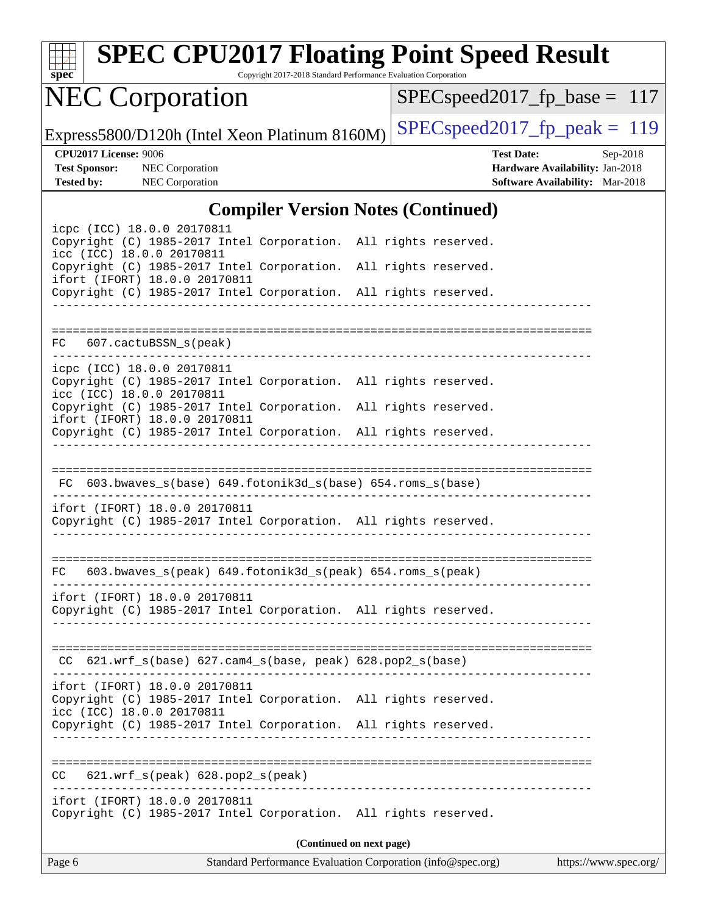## Compiler Version Notes (Continued)

```
icpc (ICC) 18.0.0 20170811
Copyright (C) 1985-2017 Intel Corporation.  All rights reserved.
icc (ICC) 18.0.0 20170811
Copyright (C) 1985-2017 Intel Corporation.  All rights reserved.
ifort (IFORT) 18.0.0 20170811
Copyright (C) 1985-2017 Intel Corporation.  All rights reserved.
------------------------------------------------------------------------------

==============================================================================
FC   607.cactuBSSN_s(peak)
------------------------------------------------------------------------------
icpc (ICC) 18.0.0 20170811
Copyright (C) 1985-2017 Intel Corporation.  All rights reserved.
icc (ICC) 18.0.0 20170811
Copyright (C) 1985-2017 Intel Corporation.  All rights reserved.
ifort (IFORT) 18.0.0 20170811
Copyright (C) 1985-2017 Intel Corporation.  All rights reserved.
------------------------------------------------------------------------------

==============================================================================
 FC  603.bwaves_s(base) 649.fotonik3d_s(base) 654.roms_s(base)
------------------------------------------------------------------------------
ifort (IFORT) 18.0.0 20170811
Copyright (C) 1985-2017 Intel Corporation.  All rights reserved.
------------------------------------------------------------------------------

==============================================================================
FC   603.bwaves_s(peak) 649.fotonik3d_s(peak) 654.roms_s(peak)
------------------------------------------------------------------------------
ifort (IFORT) 18.0.0 20170811
Copyright (C) 1985-2017 Intel Corporation.  All rights reserved.
------------------------------------------------------------------------------

==============================================================================
 CC  621.wrf_s(base) 627.cam4_s(base, peak) 628.pop2_s(base)
------------------------------------------------------------------------------
ifort (IFORT) 18.0.0 20170811
Copyright (C) 1985-2017 Intel Corporation.  All rights reserved.
icc (ICC) 18.0.0 20170811
Copyright (C) 1985-2017 Intel Corporation.  All rights reserved.
------------------------------------------------------------------------------

==============================================================================
CC   621.wrf_s(peak) 628.pop2_s(peak)
------------------------------------------------------------------------------
ifort (IFORT) 18.0.0 20170811
Copyright (C) 1985-2017 Intel Corporation.  All rights reserved.
```

**(Continued on next page)**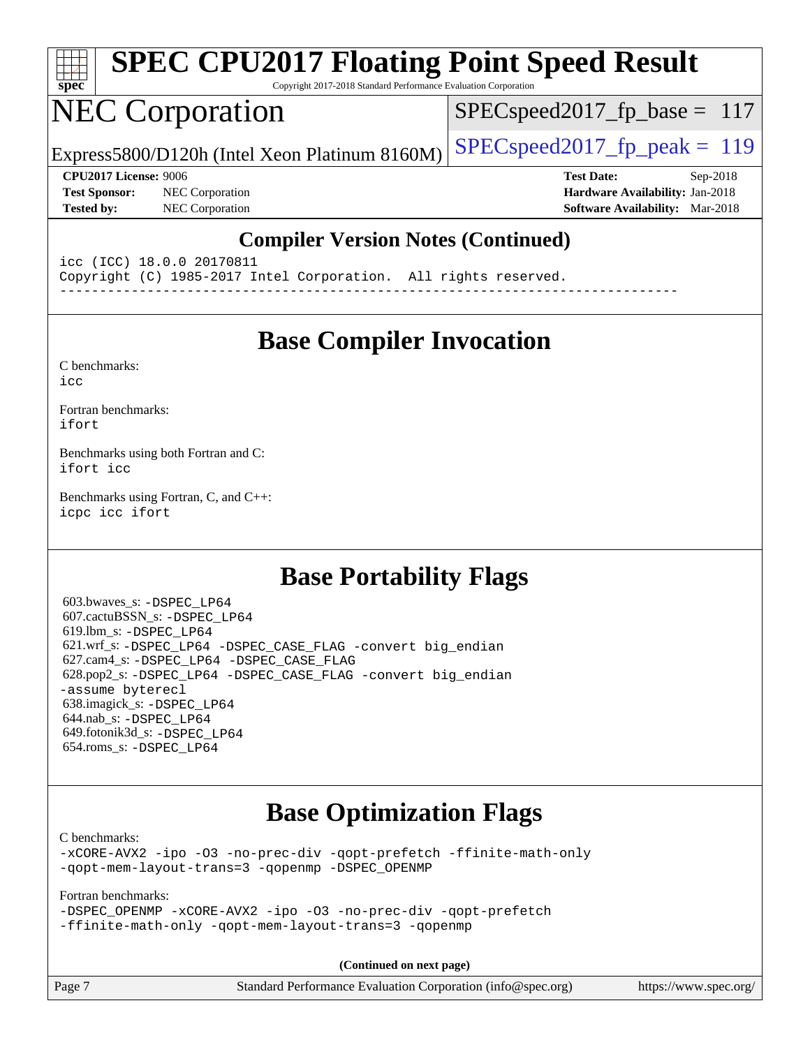## Compiler Version Notes (Continued)

```
icc (ICC) 18.0.0 20170811
Copyright (C) 1985-2017 Intel Corporation.  All rights reserved.
------------------------------------------------------------------------------
```

## Base Compiler Invocation

C benchmarks:
icc

Fortran benchmarks:
ifort

Benchmarks using both Fortran and C:
ifort icc

Benchmarks using Fortran, C, and C++:
icpc icc ifort

## Base Portability Flags

603.bwaves_s: -DSPEC_LP64
607.cactuBSSN_s: -DSPEC_LP64
619.lbm_s: -DSPEC_LP64
621.wrf_s: -DSPEC_LP64 -DSPEC_CASE_FLAG -convert big_endian
627.cam4_s: -DSPEC_LP64 -DSPEC_CASE_FLAG
628.pop2_s: -DSPEC_LP64 -DSPEC_CASE_FLAG -convert big_endian -assume byterecl
638.imagick_s: -DSPEC_LP64
644.nab_s: -DSPEC_LP64
649.fotonik3d_s: -DSPEC_LP64
654.roms_s: -DSPEC_LP64

## Base Optimization Flags

C benchmarks:
-xCORE-AVX2 -ipo -O3 -no-prec-div -qopt-prefetch -ffinite-math-only -qopt-mem-layout-trans=3 -qopenmp -DSPEC_OPENMP

Fortran benchmarks:
-DSPEC_OPENMP -xCORE-AVX2 -ipo -O3 -no-prec-div -qopt-prefetch -ffinite-math-only -qopt-mem-layout-trans=3 -qopenmp

**(Continued on next page)**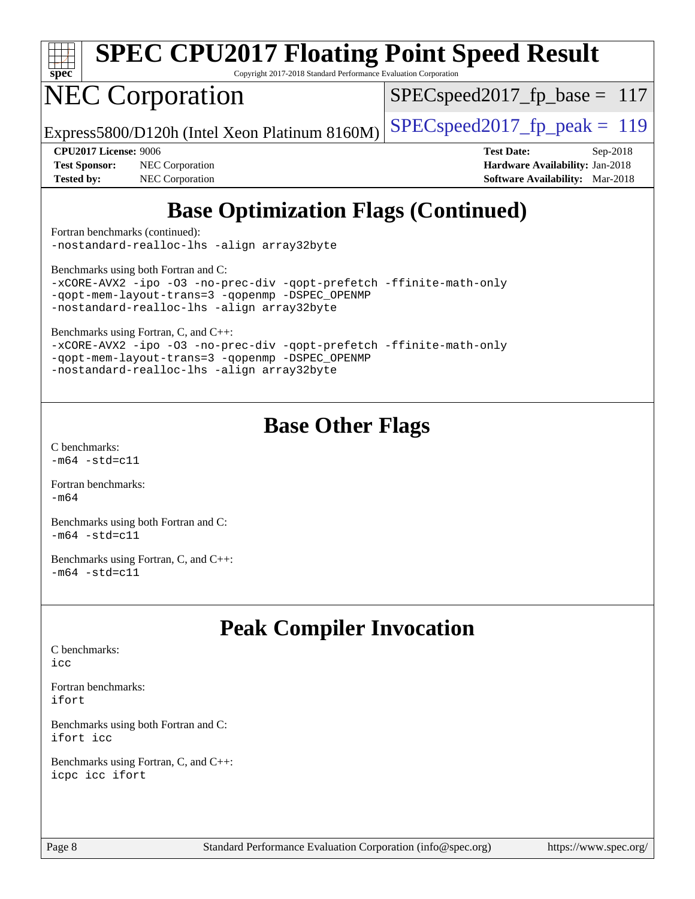# SPEC CPU2017 Floating Point Speed Result

Copyright 2017-2018 Standard Performance Evaluation Corporation

# NEC Corporation

Express5800/D120h (Intel Xeon Platinum 8160M)

SPECspeed2017_fp_base = 117

SPECspeed2017_fp_peak = 119

**CPU2017 License:** 9006
**Test Sponsor:** NEC Corporation
**Tested by:** NEC Corporation

**Test Date:** Sep-2018
**Hardware Availability:** Jan-2018
**Software Availability:** Mar-2018

## Base Optimization Flags (Continued)

Fortran benchmarks (continued):
```
-nostandard-realloc-lhs -align array32byte
```

Benchmarks using both Fortran and C:
```
-xCORE-AVX2 -ipo -O3 -no-prec-div -qopt-prefetch -ffinite-math-only
-qopt-mem-layout-trans=3 -qopenmp -DSPEC_OPENMP
-nostandard-realloc-lhs -align array32byte
```

Benchmarks using Fortran, C, and C++:
```
-xCORE-AVX2 -ipo -O3 -no-prec-div -qopt-prefetch -ffinite-math-only
-qopt-mem-layout-trans=3 -qopenmp -DSPEC_OPENMP
-nostandard-realloc-lhs -align array32byte
```

## Base Other Flags

C benchmarks:
```
-m64 -std=c11
```

Fortran benchmarks:
```
-m64
```

Benchmarks using both Fortran and C:
```
-m64 -std=c11
```

Benchmarks using Fortran, C, and C++:
```
-m64 -std=c11
```

## Peak Compiler Invocation

C benchmarks:
```
icc
```

Fortran benchmarks:
```
ifort
```

Benchmarks using both Fortran and C:
```
ifort icc
```

Benchmarks using Fortran, C, and C++:
```
icpc icc ifort
```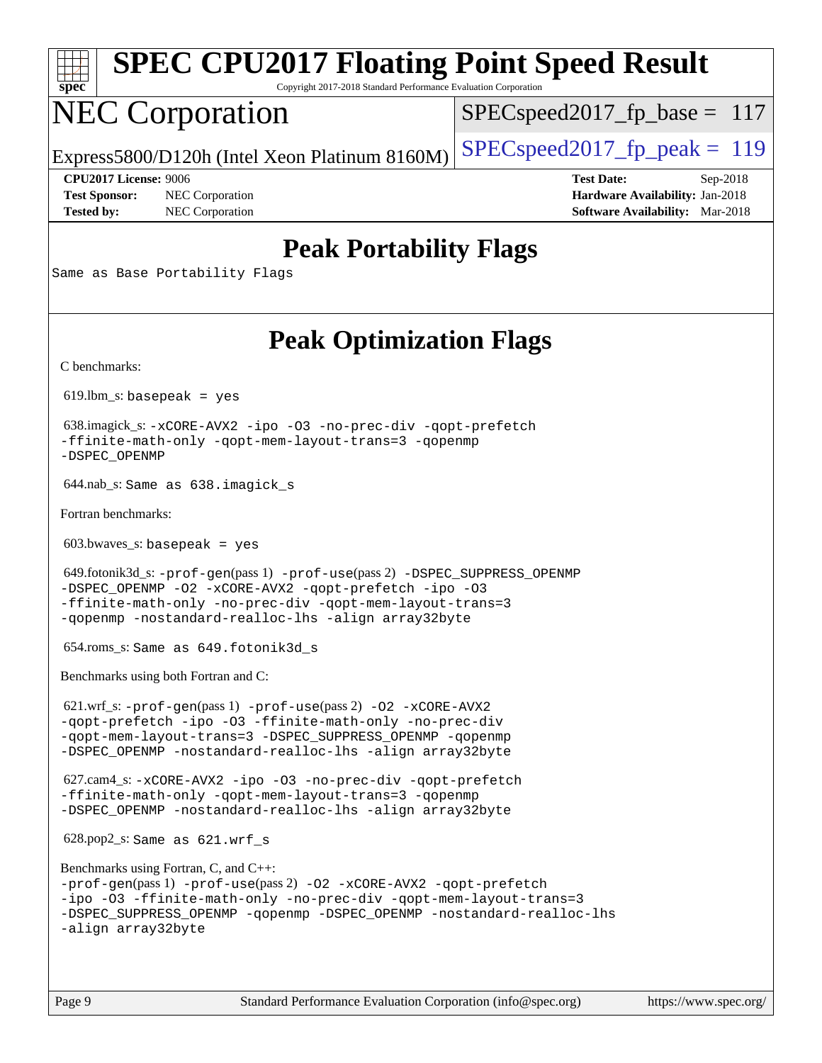# Peak Portability Flags

Same as Base Portability Flags

# Peak Optimization Flags

C benchmarks:

619.lbm_s: basepeak = yes

638.imagick_s: -xCORE-AVX2 -ipo -O3 -no-prec-div -qopt-prefetch -ffinite-math-only -qopt-mem-layout-trans=3 -qopenmp -DSPEC_OPENMP

644.nab_s: Same as 638.imagick_s

Fortran benchmarks:

603.bwaves_s: basepeak = yes

649.fotonik3d_s: -prof-gen(pass 1) -prof-use(pass 2) -DSPEC_SUPPRESS_OPENMP -DSPEC_OPENMP -O2 -xCORE-AVX2 -qopt-prefetch -ipo -O3 -ffinite-math-only -no-prec-div -qopt-mem-layout-trans=3 -qopenmp -nostandard-realloc-lhs -align array32byte

654.roms_s: Same as 649.fotonik3d_s

Benchmarks using both Fortran and C:

621.wrf_s: -prof-gen(pass 1) -prof-use(pass 2) -O2 -xCORE-AVX2 -qopt-prefetch -ipo -O3 -ffinite-math-only -no-prec-div -qopt-mem-layout-trans=3 -DSPEC_SUPPRESS_OPENMP -qopenmp -DSPEC_OPENMP -nostandard-realloc-lhs -align array32byte

627.cam4_s: -xCORE-AVX2 -ipo -O3 -no-prec-div -qopt-prefetch -ffinite-math-only -qopt-mem-layout-trans=3 -qopenmp -DSPEC_OPENMP -nostandard-realloc-lhs -align array32byte

628.pop2_s: Same as 621.wrf_s

Benchmarks using Fortran, C, and C++:
-prof-gen(pass 1) -prof-use(pass 2) -O2 -xCORE-AVX2 -qopt-prefetch -ipo -O3 -ffinite-math-only -no-prec-div -qopt-mem-layout-trans=3 -DSPEC_SUPPRESS_OPENMP -qopenmp -DSPEC_OPENMP -nostandard-realloc-lhs -align array32byte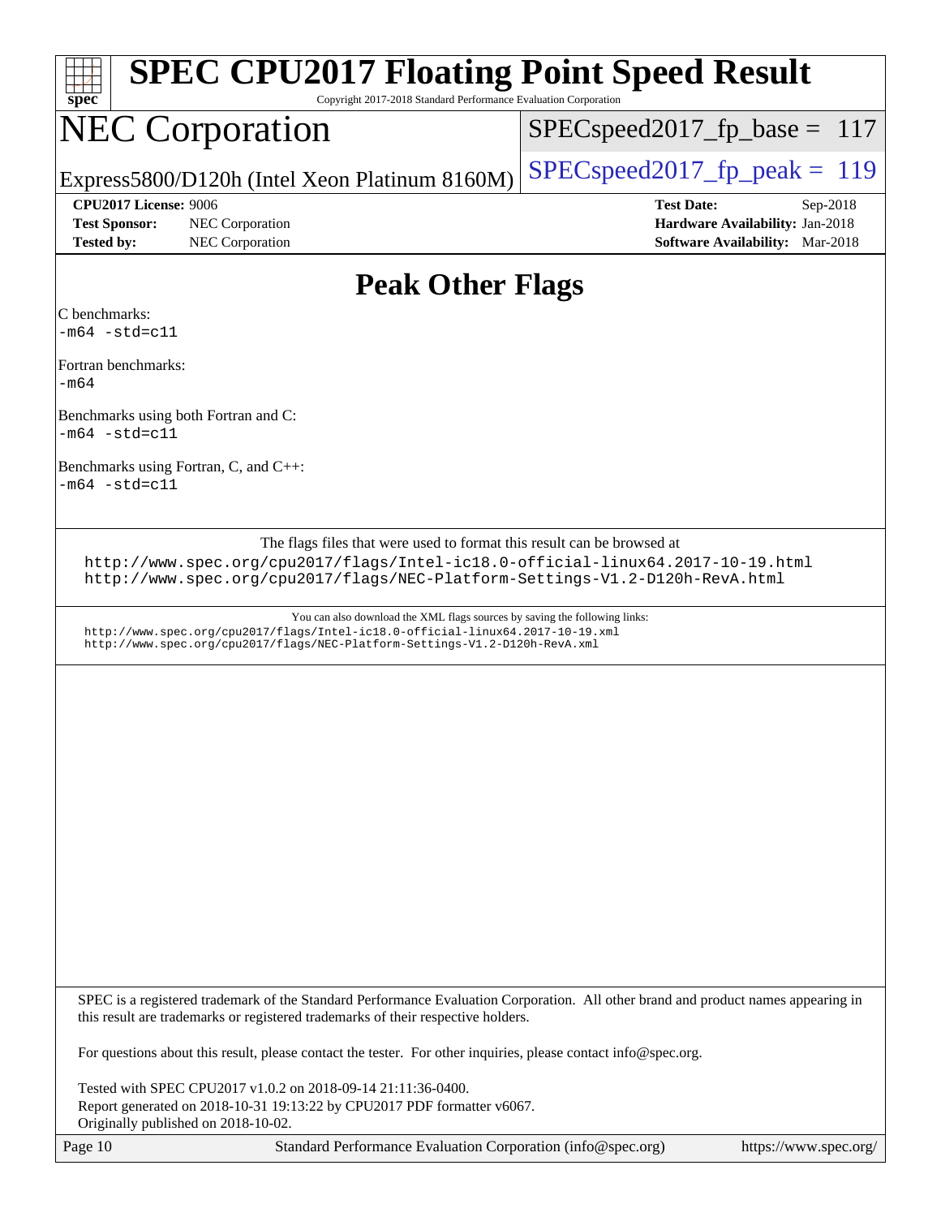# Peak Other Flags

C benchmarks:
-m64 -std=c11

Fortran benchmarks:
-m64

Benchmarks using both Fortran and C:
-m64 -std=c11

Benchmarks using Fortran, C, and C++:
-m64 -std=c11

The flags files that were used to format this result can be browsed at
http://www.spec.org/cpu2017/flags/Intel-ic18.0-official-linux64.2017-10-19.html
http://www.spec.org/cpu2017/flags/NEC-Platform-Settings-V1.2-D120h-RevA.html

You can also download the XML flags sources by saving the following links:
http://www.spec.org/cpu2017/flags/Intel-ic18.0-official-linux64.2017-10-19.xml
http://www.spec.org/cpu2017/flags/NEC-Platform-Settings-V1.2-D120h-RevA.xml

SPEC is a registered trademark of the Standard Performance Evaluation Corporation. All other brand and product names appearing in this result are trademarks or registered trademarks of their respective holders.

For questions about this result, please contact the tester. For other inquiries, please contact info@spec.org.

Tested with SPEC CPU2017 v1.0.2 on 2018-09-14 21:11:36-0400.
Report generated on 2018-10-31 19:13:22 by CPU2017 PDF formatter v6067.
Originally published on 2018-10-02.